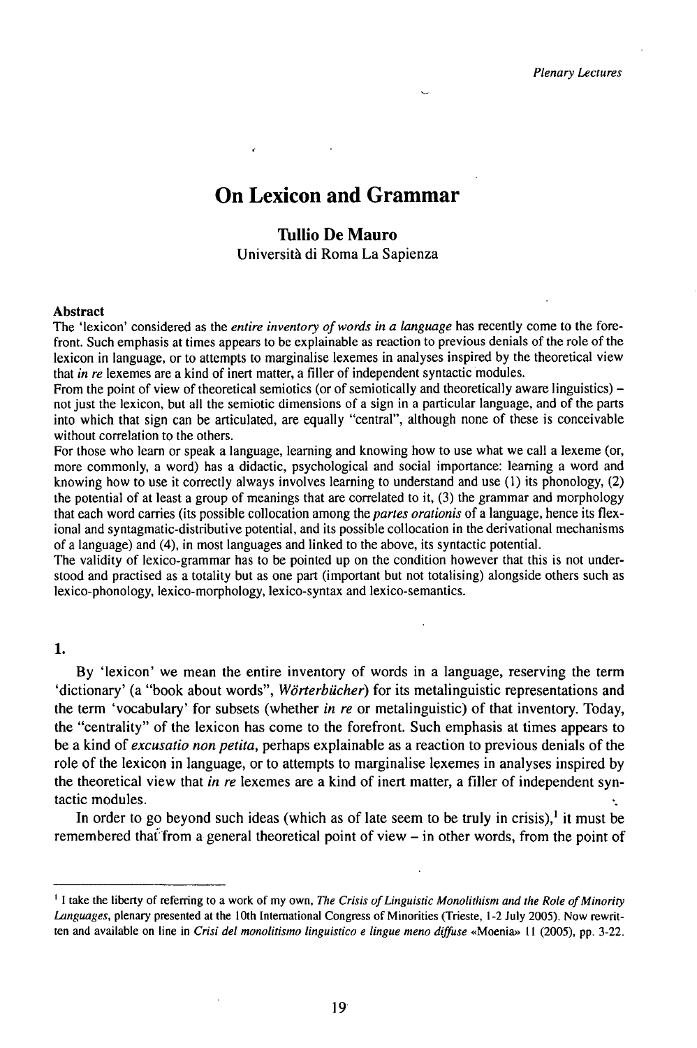# On Lexicon and Grammar

**Tullio De Mauro**
Università di Roma La Sapienza

**Abstract**

The 'lexicon' considered as the *entire inventory of words in a language* has recently come to the forefront. Such emphasis at times appears to be explainable as reaction to previous denials of the role of the lexicon in language, or to attempts to marginalise lexemes in analyses inspired by the theoretical view that *in re* lexemes are a kind of inert matter, a filler of independent syntactic modules.

From the point of view of theoretical semiotics (or of semiotically and theoretically aware linguistics) – not just the lexicon, but all the semiotic dimensions of a sign in a particular language, and of the parts into which that sign can be articulated, are equally "central", although none of these is conceivable without correlation to the others.

For those who learn or speak a language, learning and knowing how to use what we call a lexeme (or, more commonly, a word) has a didactic, psychological and social importance: learning a word and knowing how to use it correctly always involves learning to understand and use (1) its phonology, (2) the potential of at least a group of meanings that are correlated to it, (3) the grammar and morphology that each word carries (its possible collocation among the *partes orationis* of a language, hence its flexional and syntagmatic-distributive potential, and its possible collocation in the derivational mechanisms of a language) and (4), in most languages and linked to the above, its syntactic potential.

The validity of lexico-grammar has to be pointed up on the condition however that this is not understood and practised as a totality but as one part (important but not totalising) alongside others such as lexico-phonology, lexico-morphology, lexico-syntax and lexico-semantics.

## 1.

By 'lexicon' we mean the entire inventory of words in a language, reserving the term 'dictionary' (a "book about words", *Wörterbücher*) for its metalinguistic representations and the term 'vocabulary' for subsets (whether *in re* or metalinguistic) of that inventory. Today, the "centrality" of the lexicon has come to the forefront. Such emphasis at times appears to be a kind of *excusatio non petita*, perhaps explainable as a reaction to previous denials of the role of the lexicon in language, or to attempts to marginalise lexemes in analyses inspired by the theoretical view that *in re* lexemes are a kind of inert matter, a filler of independent syntactic modules.

In order to go beyond such ideas (which as of late seem to be truly in crisis),[1] it must be remembered that from a general theoretical point of view – in other words, from the point of

[1] I take the liberty of referring to a work of my own, *The Crisis of Linguistic Monolithism and the Role of Minority Languages*, plenary presented at the 10th International Congress of Minorities (Trieste, 1-2 July 2005). Now rewritten and available on line in *Crisi del monolitismo linguistico e lingue meno diffuse* «Moenia» 11 (2005), pp. 3-22.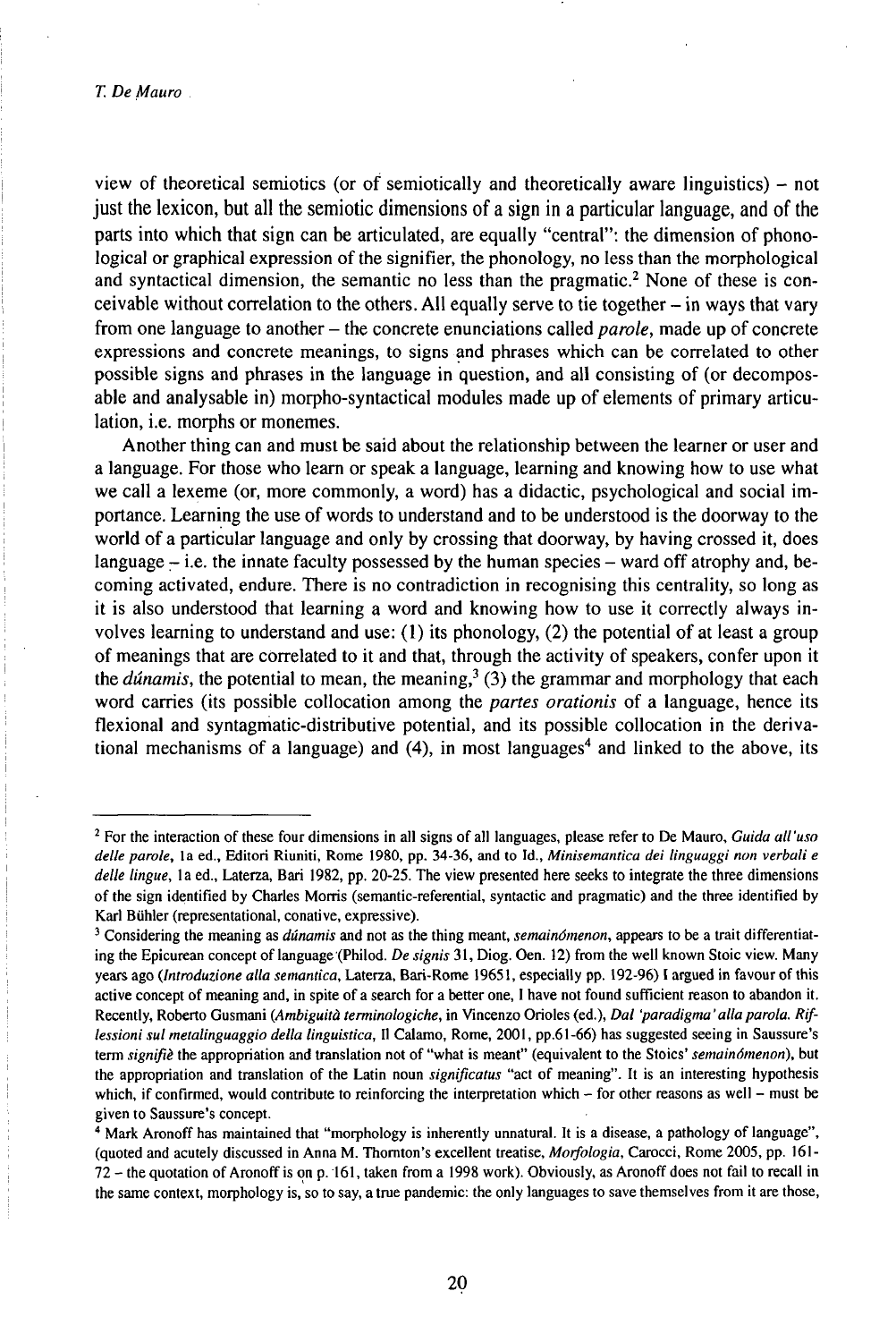view of theoretical semiotics (or of semiotically and theoretically aware linguistics) – not just the lexicon, but all the semiotic dimensions of a sign in a particular language, and of the parts into which that sign can be articulated, are equally "central": the dimension of phonological or graphical expression of the signifier, the phonology, no less than the morphological and syntactical dimension, the semantic no less than the pragmatic.[2] None of these is conceivable without correlation to the others. All equally serve to tie together – in ways that vary from one language to another – the concrete enunciations called *parole*, made up of concrete expressions and concrete meanings, to signs and phrases which can be correlated to other possible signs and phrases in the language in question, and all consisting of (or decomposable and analysable in) morpho-syntactical modules made up of elements of primary articulation, i.e. morphs or monemes.

Another thing can and must be said about the relationship between the learner or user and a language. For those who learn or speak a language, learning and knowing how to use what we call a lexeme (or, more commonly, a word) has a didactic, psychological and social importance. Learning the use of words to understand and to be understood is the doorway to the world of a particular language and only by crossing that doorway, by having crossed it, does language – i.e. the innate faculty possessed by the human species – ward off atrophy and, becoming activated, endure. There is no contradiction in recognising this centrality, so long as it is also understood that learning a word and knowing how to use it correctly always involves learning to understand and use: (1) its phonology, (2) the potential of at least a group of meanings that are correlated to it and that, through the activity of speakers, confer upon it the *dúnamis*, the potential to mean, the meaning,[3] (3) the grammar and morphology that each word carries (its possible collocation among the *partes orationis* of a language, hence its flexional and syntagmatic-distributive potential, and its possible collocation in the derivational mechanisms of a language) and (4), in most languages[4] and linked to the above, its

---

[2] For the interaction of these four dimensions in all signs of all languages, please refer to De Mauro, *Guida all'uso delle parole*, 1a ed., Editori Riuniti, Rome 1980, pp. 34-36, and to Id., *Minisemantica dei linguaggi non verbali e delle lingue*, 1a ed., Laterza, Bari 1982, pp. 20-25. The view presented here seeks to integrate the three dimensions of the sign identified by Charles Morris (semantic-referential, syntactic and pragmatic) and the three identified by Karl Bühler (representational, conative, expressive).

[3] Considering the meaning as *dúnamis* and not as the thing meant, *semainómenon*, appears to be a trait differentiating the Epicurean concept of language (Philod. *De signis* 31, Diog. Oen. 12) from the well known Stoic view. Many years ago (*Introduzione alla semantica*, Laterza, Bari-Rome 19651, especially pp. 192-96) I argued in favour of this active concept of meaning and, in spite of a search for a better one, I have not found sufficient reason to abandon it. Recently, Roberto Gusmani (*Ambiguità terminologiche*, in Vincenzo Orioles (ed.), *Dal 'paradigma' alla parola. Riflessioni sul metalinguaggio della linguistica*, Il Calamo, Rome, 2001, pp.61-66) has suggested seeing in Saussure's term *signifiè* the appropriation and translation not of "what is meant" (equivalent to the Stoics' *semainómenon*), but the appropriation and translation of the Latin noun *significatus* "act of meaning". It is an interesting hypothesis which, if confirmed, would contribute to reinforcing the interpretation which – for other reasons as well – must be given to Saussure's concept.

[4] Mark Aronoff has maintained that "morphology is inherently unnatural. It is a disease, a pathology of language", (quoted and acutely discussed in Anna M. Thornton's excellent treatise, *Morfologia*, Carocci, Rome 2005, pp. 161-72 – the quotation of Aronoff is on p. 161, taken from a 1998 work). Obviously, as Aronoff does not fail to recall in the same context, morphology is, so to say, a true pandemic: the only languages to save themselves from it are those,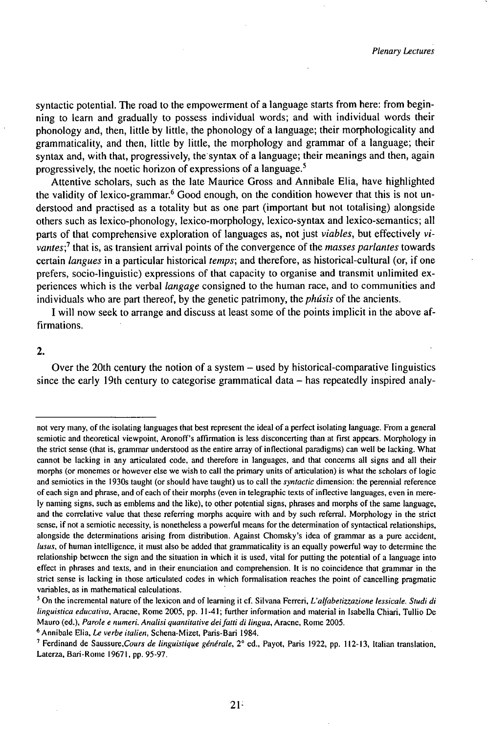syntactic potential. The road to the empowerment of a language starts from here: from beginning to learn and gradually to possess individual words; and with individual words their phonology and, then, little by little, the phonology of a language; their morphologicality and grammaticality, and then, little by little, the morphology and grammar of a language; their syntax and, with that, progressively, the syntax of a language; their meanings and then, again progressively, the noetic horizon of expressions of a language.[5]

Attentive scholars, such as the late Maurice Gross and Annibale Elia, have highlighted the validity of lexico-grammar.[6] Good enough, on the condition however that this is not understood and practised as a totality but as one part (important but not totalising) alongside others such as lexico-phonology, lexico-morphology, lexico-syntax and lexico-semantics; all parts of that comprehensive exploration of languages as, not just *viables*, but effectively *vivantes*;[7] that is, as transient arrival points of the convergence of the *masses parlantes* towards certain *langues* in a particular historical *temps*; and therefore, as historical-cultural (or, if one prefers, socio-linguistic) expressions of that capacity to organise and transmit unlimited experiences which is the verbal *langage* consigned to the human race, and to communities and individuals who are part thereof, by the genetic patrimony, the *phúsis* of the ancients.

I will now seek to arrange and discuss at least some of the points implicit in the above affirmations.

## 2.

Over the 20th century the notion of a system – used by historical-comparative linguistics since the early 19th century to categorise grammatical data – has repeatedly inspired analy-

---

not very many, of the isolating languages that best represent the ideal of a perfect isolating language. From a general semiotic and theoretical viewpoint, Aronoff's affirmation is less disconcerting than at first appears. Morphology in the strict sense (that is, grammar understood as the entire array of inflectional paradigms) can well be lacking. What cannot be lacking in any articulated code, and therefore in languages, and that concerns all signs and all their morphs (or monemes or however else we wish to call the primary units of articulation) is what the scholars of logic and semiotics in the 1930s taught (or should have taught) us to call the *syntactic* dimension: the perennial reference of each sign and phrase, and of each of their morphs (even in telegraphic texts of inflective languages, even in merely naming signs, such as emblems and the like), to other potential signs, phrases and morphs of the same language, and the correlative value that these referring morphs acquire with and by such referral. Morphology in the strict sense, if not a semiotic necessity, is nonetheless a powerful means for the determination of syntactical relationships, alongside the determinations arising from distribution. Against Chomsky's idea of grammar as a pure accident, *lusus*, of human intelligence, it must also be added that grammaticality is an equally powerful way to determine the relationship between the sign and the situation in which it is used, vital for putting the potential of a language into effect in phrases and texts, and in their enunciation and comprehension. It is no coincidence that grammar in the strict sense is lacking in those articulated codes in which formalisation reaches the point of cancelling pragmatic variables, as in mathematical calculations.

[5] On the incremental nature of the lexicon and of learning it cf. Silvana Ferreri, *L'alfabetizzazione lessicale. Studi di linguistica educativa*, Aracne, Rome 2005, pp. 11-41; further information and material in Isabella Chiari, Tullio De Mauro (ed.), *Parole e numeri. Analisi quantitative dei fatti di lingua*, Aracne, Rome 2005.

[6] Annibale Elia, *Le verbe italien*, Schena-Mizet, Paris-Bari 1984.

[7] Ferdinand de Saussure,*Cours de linguistique générale*, 2° ed., Payot, Paris 1922, pp. 112-13, Italian translation, Laterza, Bari-Rome 19671, pp. 95-97.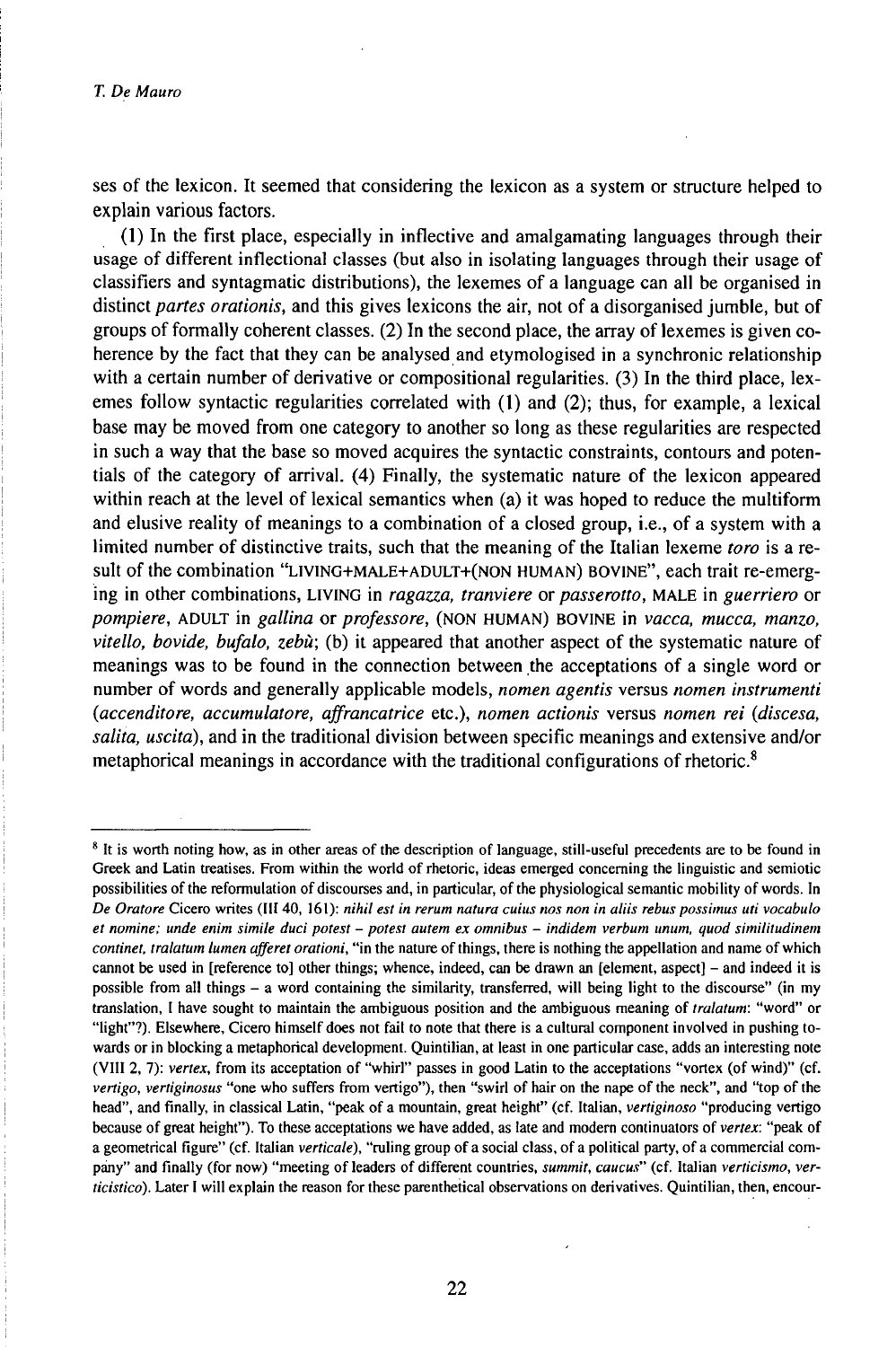ses of the lexicon. It seemed that considering the lexicon as a system or structure helped to explain various factors.

(1) In the first place, especially in inflective and amalgamating languages through their usage of different inflectional classes (but also in isolating languages through their usage of classifiers and syntagmatic distributions), the lexemes of a language can all be organised in distinct *partes orationis*, and this gives lexicons the air, not of a disorganised jumble, but of groups of formally coherent classes. (2) In the second place, the array of lexemes is given coherence by the fact that they can be analysed and etymologised in a synchronic relationship with a certain number of derivative or compositional regularities. (3) In the third place, lexemes follow syntactic regularities correlated with (1) and (2); thus, for example, a lexical base may be moved from one category to another so long as these regularities are respected in such a way that the base so moved acquires the syntactic constraints, contours and potentials of the category of arrival. (4) Finally, the systematic nature of the lexicon appeared within reach at the level of lexical semantics when (a) it was hoped to reduce the multiform and elusive reality of meanings to a combination of a closed group, i.e., of a system with a limited number of distinctive traits, such that the meaning of the Italian lexeme *toro* is a result of the combination "LIVING+MALE+ADULT+(NON HUMAN) BOVINE", each trait re-emerging in other combinations, LIVING in *ragazza, tranviere* or *passerotto*, MALE in *guerriero* or *pompiere*, ADULT in *gallina* or *professore*, (NON HUMAN) BOVINE in *vacca, mucca, manzo, vitello, bovide, bufalo, zebù*; (b) it appeared that another aspect of the systematic nature of meanings was to be found in the connection between the acceptations of a single word or number of words and generally applicable models, *nomen agentis* versus *nomen instrumenti* (*accenditore, accumulatore, affrancatrice* etc.), *nomen actionis* versus *nomen rei* (*discesa, salita, uscita*), and in the traditional division between specific meanings and extensive and/or metaphorical meanings in accordance with the traditional configurations of rhetoric.[8]

---

[8] It is worth noting how, as in other areas of the description of language, still-useful precedents are to be found in Greek and Latin treatises. From within the world of rhetoric, ideas emerged concerning the linguistic and semiotic possibilities of the reformulation of discourses and, in particular, of the physiological semantic mobility of words. In *De Oratore* Cicero writes (III 40, 161): *nihil est in rerum natura cuius nos non in aliis rebus possimus uti vocabulo et nomine; unde enim simile duci potest – potest autem ex omnibus – indidem verbum unum, quod similitudinem continet, tralatum lumen afferet orationi*, "in the nature of things, there is nothing the appellation and name of which cannot be used in [reference to] other things; whence, indeed, can be drawn an [element, aspect] – and indeed it is possible from all things – a word containing the similarity, transferred, will being light to the discourse" (in my translation, I have sought to maintain the ambiguous position and the ambiguous meaning of *tralatum*: "word" or "light"?). Elsewhere, Cicero himself does not fail to note that there is a cultural component involved in pushing towards or in blocking a metaphorical development. Quintilian, at least in one particular case, adds an interesting note (VIII 2, 7): *vertex*, from its acceptation of "whirl" passes in good Latin to the acceptations "vortex (of wind)" (cf. *vertigo, vertiginosus* "one who suffers from vertigo"), then "swirl of hair on the nape of the neck", and "top of the head", and finally, in classical Latin, "peak of a mountain, great height" (cf. Italian, *vertiginoso* "producing vertigo because of great height"). To these acceptations we have added, as late and modern continuators of *vertex*: "peak of a geometrical figure" (cf. Italian *verticale*), "ruling group of a social class, of a political party, of a commercial company" and finally (for now) "meeting of leaders of different countries, *summit, caucus*" (cf. Italian *verticismo, verticistico*). Later I will explain the reason for these parenthetical observations on derivatives. Quintilian, then, encour-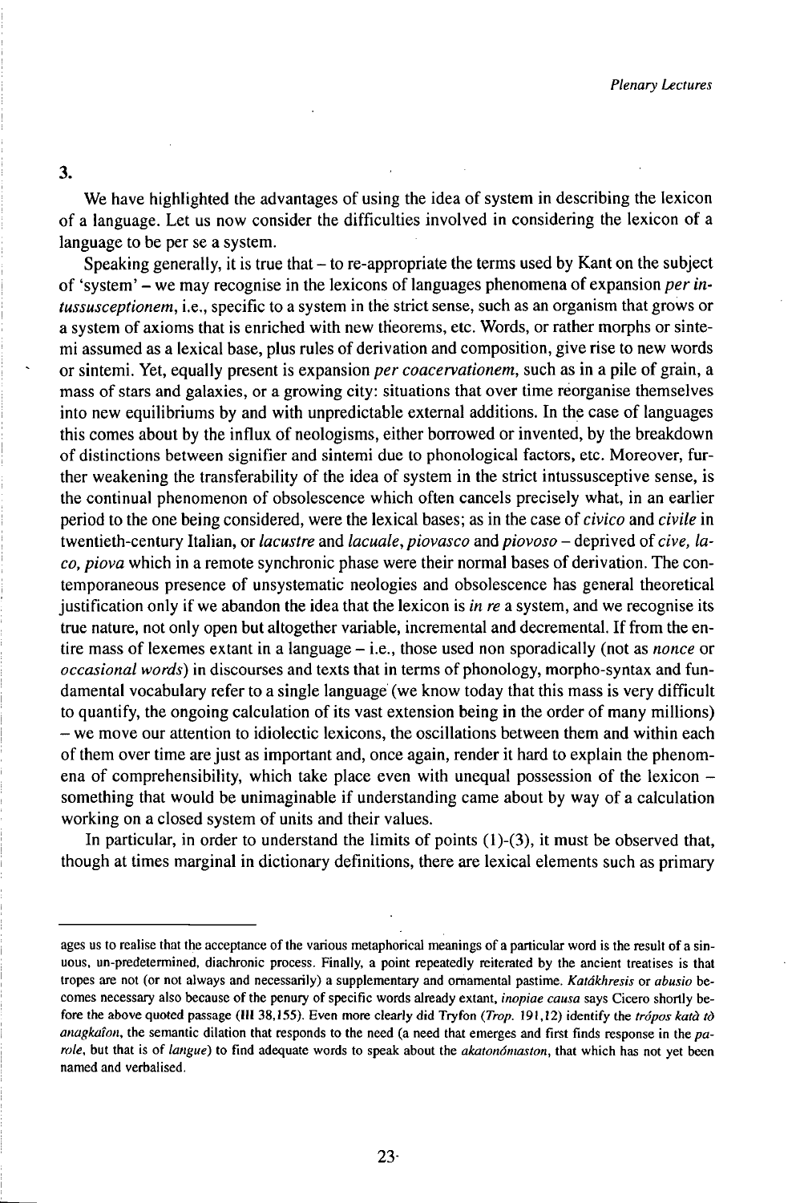### 3.

We have highlighted the advantages of using the idea of system in describing the lexicon of a language. Let us now consider the difficulties involved in considering the lexicon of a language to be per se a system.

Speaking generally, it is true that – to re-appropriate the terms used by Kant on the subject of 'system' – we may recognise in the lexicons of languages phenomena of expansion *per intussusceptionem*, i.e., specific to a system in the strict sense, such as an organism that grows or a system of axioms that is enriched with new theorems, etc. Words, or rather morphs or sintemi assumed as a lexical base, plus rules of derivation and composition, give rise to new words or sintemi. Yet, equally present is expansion *per coacervationem*, such as in a pile of grain, a mass of stars and galaxies, or a growing city: situations that over time reorganise themselves into new equilibriums by and with unpredictable external additions. In the case of languages this comes about by the influx of neologisms, either borrowed or invented, by the breakdown of distinctions between signifier and sintemi due to phonological factors, etc. Moreover, further weakening the transferability of the idea of system in the strict intussusceptive sense, is the continual phenomenon of obsolescence which often cancels precisely what, in an earlier period to the one being considered, were the lexical bases; as in the case of *civico* and *civile* in twentieth-century Italian, or *lacustre* and *lacuale*, *piovasco* and *piovoso* – deprived of *cive, laco, piova* which in a remote synchronic phase were their normal bases of derivation. The contemporaneous presence of unsystematic neologies and obsolescence has general theoretical justification only if we abandon the idea that the lexicon is *in re* a system, and we recognise its true nature, not only open but altogether variable, incremental and decremental. If from the entire mass of lexemes extant in a language – i.e., those used non sporadically (not as *nonce* or *occasional words*) in discourses and texts that in terms of phonology, morpho-syntax and fundamental vocabulary refer to a single language (we know today that this mass is very difficult to quantify, the ongoing calculation of its vast extension being in the order of many millions) – we move our attention to idiolectic lexicons, the oscillations between them and within each of them over time are just as important and, once again, render it hard to explain the phenomena of comprehensibility, which take place even with unequal possession of the lexicon – something that would be unimaginable if understanding came about by way of a calculation working on a closed system of units and their values.

In particular, in order to understand the limits of points (1)-(3), it must be observed that, though at times marginal in dictionary definitions, there are lexical elements such as primary

---

ages us to realise that the acceptance of the various metaphorical meanings of a particular word is the result of a sinuous, un-predetermined, diachronic process. Finally, a point repeatedly reiterated by the ancient treatises is that tropes are not (or not always and necessarily) a supplementary and ornamental pastime. *Katákhresis* or *abusio* becomes necessary also because of the penury of specific words already extant, *inopiae causa* says Cicero shortly before the above quoted passage (III 38,155). Even more clearly did Tryfon (*Trop.* 191,12) identify the *trópos katà tò anagkaîon*, the semantic dilation that responds to the need (a need that emerges and first finds response in the *parole*, but that is of *langue*) to find adequate words to speak about the *akatonómaston*, that which has not yet been named and verbalised.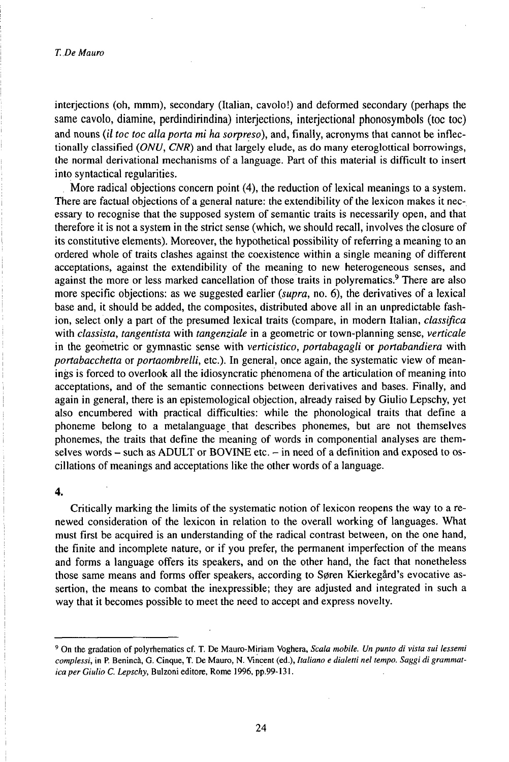interjections (oh, mmm), secondary (Italian, cavolo!) and deformed secondary (perhaps the same cavolo, diamine, perdindirindina) interjections, interjectional phonosymbols (toc toc) and nouns (*il toc toc alla porta mi ha sorpreso*), and, finally, acronyms that cannot be inflectionally classified (*ONU*, *CNR*) and that largely elude, as do many eteroglottical borrowings, the normal derivational mechanisms of a language. Part of this material is difficult to insert into syntactical regularities.

More radical objections concern point (4), the reduction of lexical meanings to a system. There are factual objections of a general nature: the extendibility of the lexicon makes it necessary to recognise that the supposed system of semantic traits is necessarily open, and that therefore it is not a system in the strict sense (which, we should recall, involves the closure of its constitutive elements). Moreover, the hypothetical possibility of referring a meaning to an ordered whole of traits clashes against the coexistence within a single meaning of different acceptations, against the extendibility of the meaning to new heterogeneous senses, and against the more or less marked cancellation of those traits in polyrematics.[9] There are also more specific objections: as we suggested earlier (*supra*, no. 6), the derivatives of a lexical base and, it should be added, the composites, distributed above all in an unpredictable fashion, select only a part of the presumed lexical traits (compare, in modern Italian, *classifica* with *classista*, *tangentista* with *tangenziale* in a geometric or town-planning sense, *verticale* in the geometric or gymnastic sense with *verticistico*, *portabagagli* or *portabandiera* with *portabacchetta* or *portaombrelli*, etc.). In general, once again, the systematic view of meanings is forced to overlook all the idiosyncratic phenomena of the articulation of meaning into acceptations, and of the semantic connections between derivatives and bases. Finally, and again in general, there is an epistemological objection, already raised by Giulio Lepschy, yet also encumbered with practical difficulties: while the phonological traits that define a phoneme belong to a metalanguage that describes phonemes, but are not themselves phonemes, the traits that define the meaning of words in componential analyses are themselves words – such as ADULT or BOVINE etc. – in need of a definition and exposed to oscillations of meanings and acceptations like the other words of a language.

**4.**

Critically marking the limits of the systematic notion of lexicon reopens the way to a renewed consideration of the lexicon in relation to the overall working of languages. What must first be acquired is an understanding of the radical contrast between, on the one hand, the finite and incomplete nature, or if you prefer, the permanent imperfection of the means and forms a language offers its speakers, and on the other hand, the fact that nonetheless those same means and forms offer speakers, according to Søren Kierkegård's evocative assertion, the means to combat the inexpressible; they are adjusted and integrated in such a way that it becomes possible to meet the need to accept and express novelty.

---

[9] On the gradation of polyrhematics cf. T. De Mauro-Miriam Voghera, *Scala mobile. Un punto di vista sui lessemi complessi*, in P. Benincà, G. Cinque, T. De Mauro, N. Vincent (ed.), *Italiano e dialetti nel tempo. Saggi di grammatica per Giulio C. Lepschy*, Bulzoni editore, Rome 1996, pp.99-131.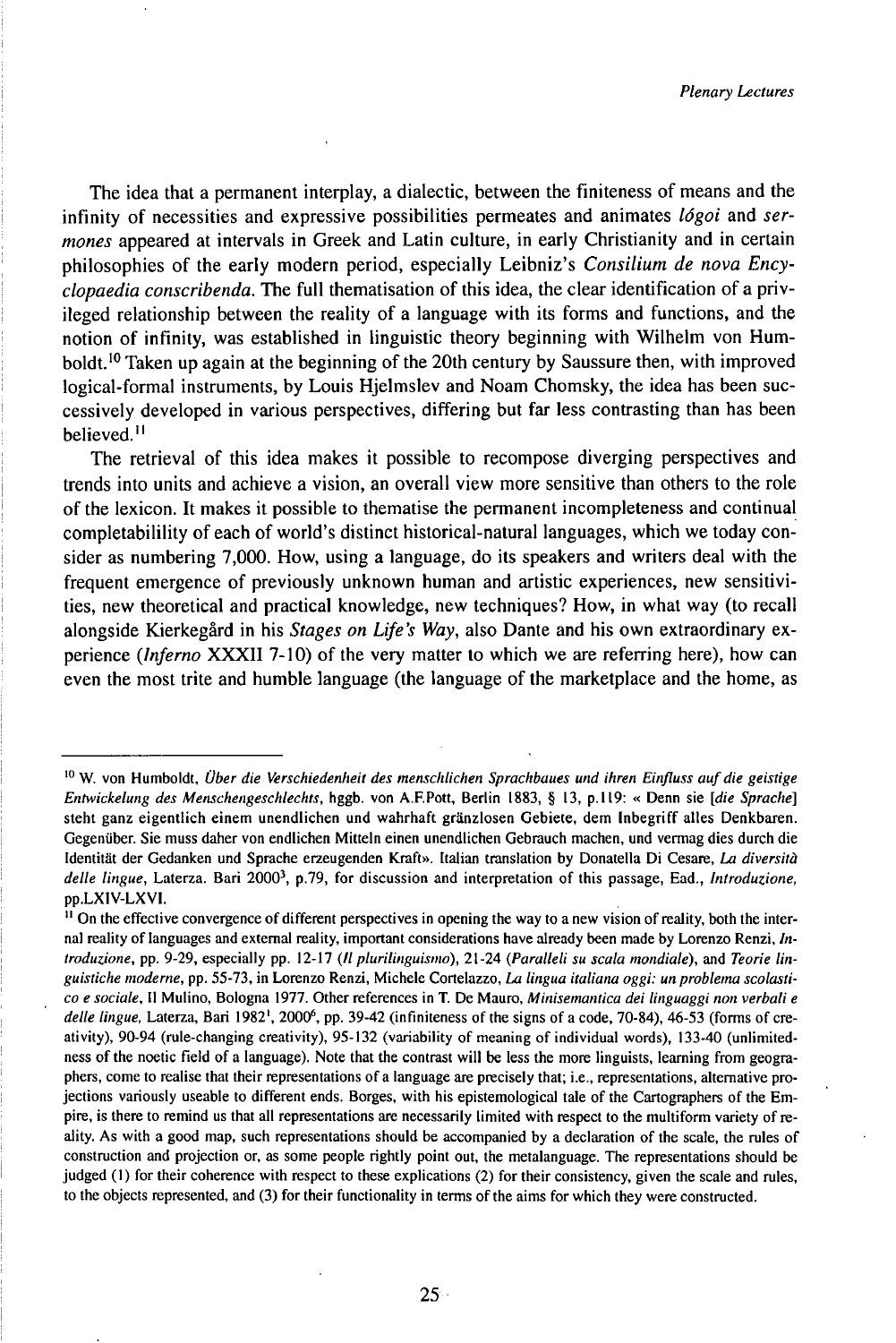The idea that a permanent interplay, a dialectic, between the finiteness of means and the infinity of necessities and expressive possibilities permeates and animates *lógoi* and *sermones* appeared at intervals in Greek and Latin culture, in early Christianity and in certain philosophies of the early modern period, especially Leibniz's *Consilium de nova Encyclopaedia conscribenda.* The full thematisation of this idea, the clear identification of a privileged relationship between the reality of a language with its forms and functions, and the notion of infinity, was established in linguistic theory beginning with Wilhelm von Humboldt.[10] Taken up again at the beginning of the 20th century by Saussure then, with improved logical-formal instruments, by Louis Hjelmslev and Noam Chomsky, the idea has been successively developed in various perspectives, differing but far less contrasting than has been believed.[11]

The retrieval of this idea makes it possible to recompose diverging perspectives and trends into units and achieve a vision, an overall view more sensitive than others to the role of the lexicon. It makes it possible to thematise the permanent incompleteness and continual completabilility of each of world's distinct historical-natural languages, which we today consider as numbering 7,000. How, using a language, do its speakers and writers deal with the frequent emergence of previously unknown human and artistic experiences, new sensitivities, new theoretical and practical knowledge, new techniques? How, in what way (to recall alongside Kierkegård in his *Stages on Life's Way*, also Dante and his own extraordinary experience (*Inferno* XXXII 7-10) of the very matter to which we are referring here), how can even the most trite and humble language (the language of the marketplace and the home, as

---

[10] W. von Humboldt, *Über die Verschiedenheit des menschlichen Sprachbaues und ihren Einfluss auf die geistige Entwickelung des Menschengeschlechts*, hggb. von A.F.Pott, Berlin 1883, § 13, p.119: « Denn sie [*die Sprache*] steht ganz eigentlich einem unendlichen und wahrhaft gränzlosen Gebiete, dem Inbegriff alles Denkbaren. Gegenüber. Sie muss daher von endlichen Mitteln einen unendlichen Gebrauch machen, und vermag dies durch die Identität der Gedanken und Sprache erzeugenden Kraft». Italian translation by Donatella Di Cesare, *La diversità delle lingue*, Laterza. Bari 2000[3], p.79, for discussion and interpretation of this passage, Ead., *Introduzione*, pp.LXIV-LXVI.

[11] On the effective convergence of different perspectives in opening the way to a new vision of reality, both the internal reality of languages and external reality, important considerations have already been made by Lorenzo Renzi, *Introduzione*, pp. 9-29, especially pp. 12-17 (*Il plurilinguismo*), 21-24 (*Paralleli su scala mondiale*), and *Teorie linguistiche moderne*, pp. 55-73, in Lorenzo Renzi, Michele Cortelazzo, *La lingua italiana oggi: un problema scolastico e sociale*, Il Mulino, Bologna 1977. Other references in T. De Mauro, *Minisemantica dei linguaggi non verbali e delle lingue*, Laterza, Bari 1982[1], 2000[6], pp. 39-42 (infiniteness of the signs of a code, 70-84), 46-53 (forms of creativity), 90-94 (rule-changing creativity), 95-132 (variability of meaning of individual words), 133-40 (unlimitedness of the noetic field of a language). Note that the contrast will be less the more linguists, learning from geographers, come to realise that their representations of a language are precisely that; i.e., representations, alternative projections variously useable to different ends. Borges, with his epistemological tale of the Cartographers of the Empire, is there to remind us that all representations are necessarily limited with respect to the multiform variety of reality. As with a good map, such representations should be accompanied by a declaration of the scale, the rules of construction and projection or, as some people rightly point out, the metalanguage. The representations should be judged (1) for their coherence with respect to these explications (2) for their consistency, given the scale and rules, to the objects represented, and (3) for their functionality in terms of the aims for which they were constructed.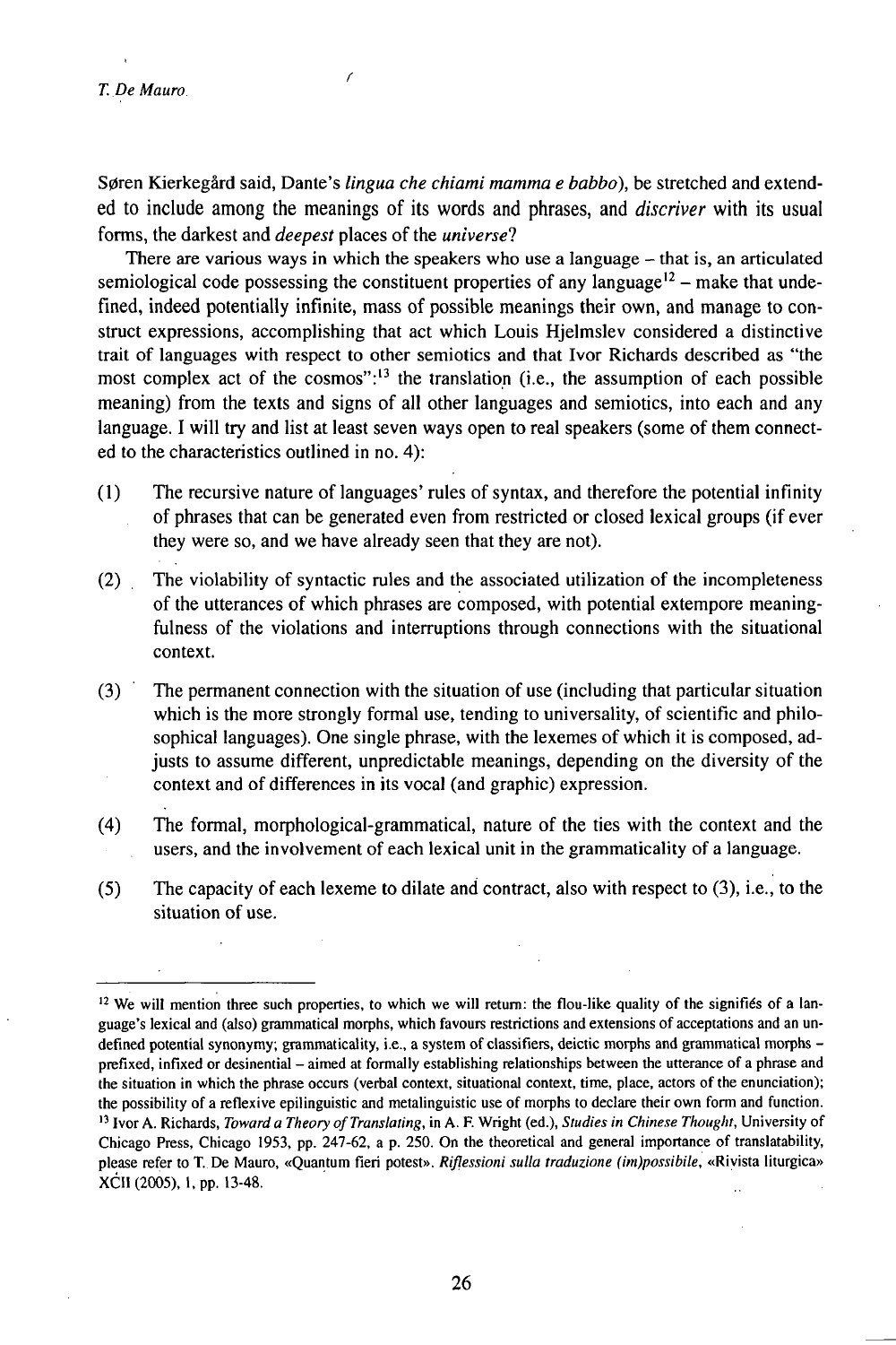Søren Kierkegård said, Dante's *lingua che chiami mamma e babbo*), be stretched and extended to include among the meanings of its words and phrases, and *discriver* with its usual forms, the darkest and *deepest* places of the *universe*?

There are various ways in which the speakers who use a language – that is, an articulated semiological code possessing the constituent properties of any language[12] – make that undefined, indeed potentially infinite, mass of possible meanings their own, and manage to construct expressions, accomplishing that act which Louis Hjelmslev considered a distinctive trait of languages with respect to other semiotics and that Ivor Richards described as "the most complex act of the cosmos":[13] the translation (i.e., the assumption of each possible meaning) from the texts and signs of all other languages and semiotics, into each and any language. I will try and list at least seven ways open to real speakers (some of them connected to the characteristics outlined in no. 4):

(1) The recursive nature of languages' rules of syntax, and therefore the potential infinity of phrases that can be generated even from restricted or closed lexical groups (if ever they were so, and we have already seen that they are not).

(2) The violability of syntactic rules and the associated utilization of the incompleteness of the utterances of which phrases are composed, with potential extempore meaningfulness of the violations and interruptions through connections with the situational context.

(3) The permanent connection with the situation of use (including that particular situation which is the more strongly formal use, tending to universality, of scientific and philosophical languages). One single phrase, with the lexemes of which it is composed, adjusts to assume different, unpredictable meanings, depending on the diversity of the context and of differences in its vocal (and graphic) expression.

(4) The formal, morphological-grammatical, nature of the ties with the context and the users, and the involvement of each lexical unit in the grammaticality of a language.

(5) The capacity of each lexeme to dilate and contract, also with respect to (3), i.e., to the situation of use.

---

[12] We will mention three such properties, to which we will return: the flou-like quality of the signifiés of a language's lexical and (also) grammatical morphs, which favours restrictions and extensions of acceptations and an undefined potential synonymy; grammaticality, i.e., a system of classifiers, deictic morphs and grammatical morphs – prefixed, infixed or desinential – aimed at formally establishing relationships between the utterance of a phrase and the situation in which the phrase occurs (verbal context, situational context, time, place, actors of the enunciation); the possibility of a reflexive epilinguistic and metalinguistic use of morphs to declare their own form and function.

[13] Ivor A. Richards, *Toward a Theory of Translating*, in A. F. Wright (ed.), *Studies in Chinese Thought*, University of Chicago Press, Chicago 1953, pp. 247-62, a p. 250. On the theoretical and general importance of translatability, please refer to T. De Mauro, «Quantum fieri potest». *Riflessioni sulla traduzione (im)possibile*, «Rivista liturgica» XCII (2005), 1, pp. 13-48.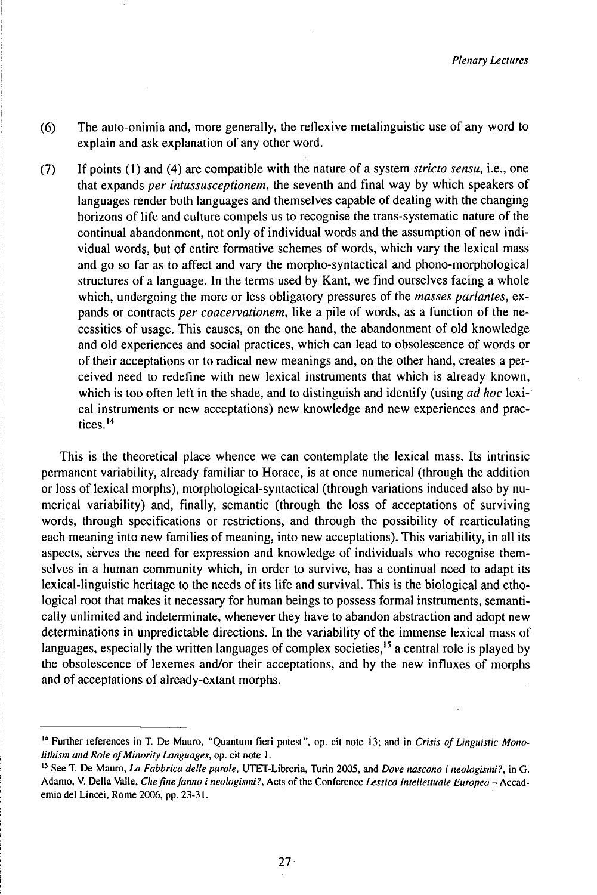(6) The auto-onimia and, more generally, the reflexive metalinguistic use of any word to explain and ask explanation of any other word.

(7) If points (1) and (4) are compatible with the nature of a system *stricto sensu*, i.e., one that expands *per intussusceptionem*, the seventh and final way by which speakers of languages render both languages and themselves capable of dealing with the changing horizons of life and culture compels us to recognise the trans-systematic nature of the continual abandonment, not only of individual words and the assumption of new individual words, but of entire formative schemes of words, which vary the lexical mass and go so far as to affect and vary the morpho-syntactical and phono-morphological structures of a language. In the terms used by Kant, we find ourselves facing a whole which, undergoing the more or less obligatory pressures of the *masses parlantes*, expands or contracts *per coacervationem*, like a pile of words, as a function of the necessities of usage. This causes, on the one hand, the abandonment of old knowledge and old experiences and social practices, which can lead to obsolescence of words or of their acceptations or to radical new meanings and, on the other hand, creates a perceived need to redefine with new lexical instruments that which is already known, which is too often left in the shade, and to distinguish and identify (using *ad hoc* lexical instruments or new acceptations) new knowledge and new experiences and practices.[14]

This is the theoretical place whence we can contemplate the lexical mass. Its intrinsic permanent variability, already familiar to Horace, is at once numerical (through the addition or loss of lexical morphs), morphological-syntactical (through variations induced also by numerical variability) and, finally, semantic (through the loss of acceptations of surviving words, through specifications or restrictions, and through the possibility of rearticulating each meaning into new families of meaning, into new acceptations). This variability, in all its aspects, serves the need for expression and knowledge of individuals who recognise themselves in a human community which, in order to survive, has a continual need to adapt its lexical-linguistic heritage to the needs of its life and survival. This is the biological and ethological root that makes it necessary for human beings to possess formal instruments, semantically unlimited and indeterminate, whenever they have to abandon abstraction and adopt new determinations in unpredictable directions. In the variability of the immense lexical mass of languages, especially the written languages of complex societies,[15] a central role is played by the obsolescence of lexemes and/or their acceptations, and by the new influxes of morphs and of acceptations of already-extant morphs.

---

[14] Further references in T. De Mauro, "Quantum fieri potest", op. cit note 13; and in *Crisis of Linguistic Monolithism and Role of Minority Languages*, op. cit note 1.

[15] See T. De Mauro, *La Fabbrica delle parole*, UTET-Libreria, Turin 2005, and *Dove nascono i neologismi?*, in G. Adamo, V. Della Valle, *Che fine fanno i neologismi?*, Acts of the Conference *Lessico Intellettuale Europeo* – Accademia del Lincei, Rome 2006, pp. 23-31.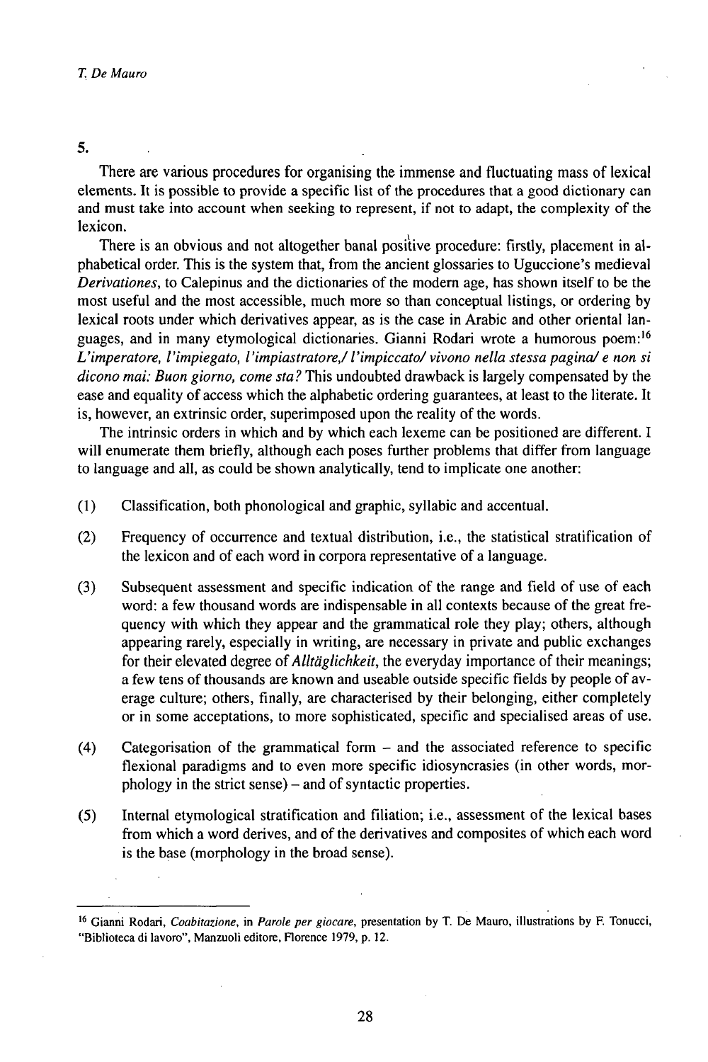## 5.

There are various procedures for organising the immense and fluctuating mass of lexical elements. It is possible to provide a specific list of the procedures that a good dictionary can and must take into account when seeking to represent, if not to adapt, the complexity of the lexicon.

There is an obvious and not altogether banal positive procedure: firstly, placement in alphabetical order. This is the system that, from the ancient glossaries to Uguccione's medieval *Derivationes*, to Calepinus and the dictionaries of the modern age, has shown itself to be the most useful and the most accessible, much more so than conceptual listings, or ordering by lexical roots under which derivatives appear, as is the case in Arabic and other oriental languages, and in many etymological dictionaries. Gianni Rodari wrote a humorous poem:[16] *L'imperatore, l'impiegato, l'impiastratore,/ l'impiccato/ vivono nella stessa pagina/ e non si dicono mai: Buon giorno, come sta?* This undoubted drawback is largely compensated by the ease and equality of access which the alphabetic ordering guarantees, at least to the literate. It is, however, an extrinsic order, superimposed upon the reality of the words.

The intrinsic orders in which and by which each lexeme can be positioned are different. I will enumerate them briefly, although each poses further problems that differ from language to language and all, as could be shown analytically, tend to implicate one another:

(1) Classification, both phonological and graphic, syllabic and accentual.

(2) Frequency of occurrence and textual distribution, i.e., the statistical stratification of the lexicon and of each word in corpora representative of a language.

(3) Subsequent assessment and specific indication of the range and field of use of each word: a few thousand words are indispensable in all contexts because of the great frequency with which they appear and the grammatical role they play; others, although appearing rarely, especially in writing, are necessary in private and public exchanges for their elevated degree of *Alltäglichkeit*, the everyday importance of their meanings; a few tens of thousands are known and useable outside specific fields by people of average culture; others, finally, are characterised by their belonging, either completely or in some acceptations, to more sophisticated, specific and specialised areas of use.

(4) Categorisation of the grammatical form – and the associated reference to specific flexional paradigms and to even more specific idiosyncrasies (in other words, morphology in the strict sense) – and of syntactic properties.

(5) Internal etymological stratification and filiation; i.e., assessment of the lexical bases from which a word derives, and of the derivatives and composites of which each word is the base (morphology in the broad sense).

---

[16] Gianni Rodari, *Coabitazione*, in *Parole per giocare*, presentation by T. De Mauro, illustrations by F. Tonucci, "Biblioteca di lavoro", Manzuoli editore, Florence 1979, p. 12.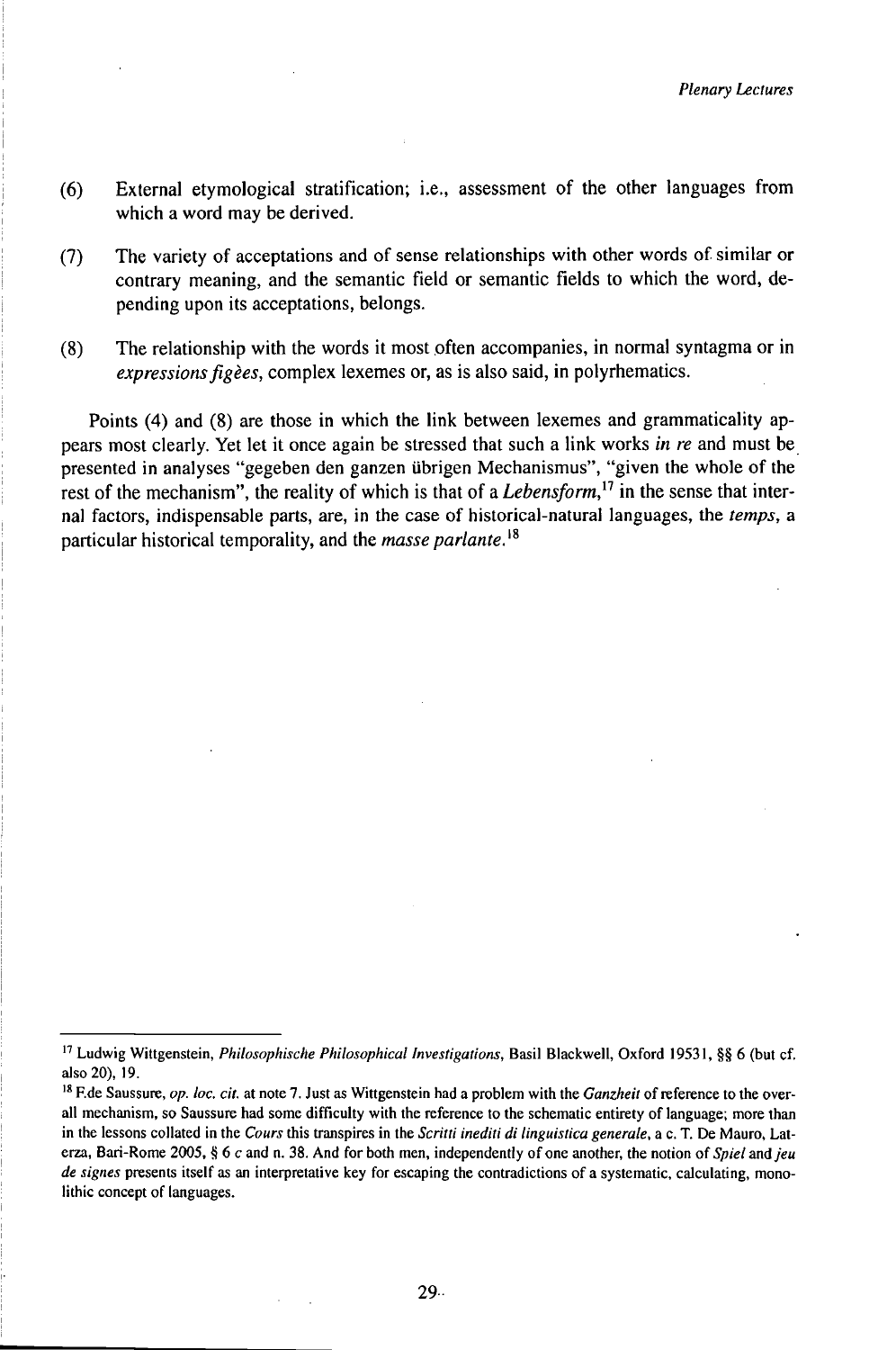(6) External etymological stratification; i.e., assessment of the other languages from which a word may be derived.

(7) The variety of acceptations and of sense relationships with other words of similar or contrary meaning, and the semantic field or semantic fields to which the word, depending upon its acceptations, belongs.

(8) The relationship with the words it most often accompanies, in normal syntagma or in *expressions figèes*, complex lexemes or, as is also said, in polyrhematics.

Points (4) and (8) are those in which the link between lexemes and grammaticality appears most clearly. Yet let it once again be stressed that such a link works *in re* and must be presented in analyses "gegeben den ganzen übrigen Mechanismus", "given the whole of the rest of the mechanism", the reality of which is that of a *Lebensform*,[17] in the sense that internal factors, indispensable parts, are, in the case of historical-natural languages, the *temps*, a particular historical temporality, and the *masse parlante*.[18]

---

[17] Ludwig Wittgenstein, *Philosophische Philosophical Investigations*, Basil Blackwell, Oxford 19531, §§ 6 (but cf. also 20), 19.

[18] F.de Saussure, *op. loc. cit.* at note 7. Just as Wittgenstein had a problem with the *Ganzheit* of reference to the overall mechanism, so Saussure had some difficulty with the reference to the schematic entirety of language; more than in the lessons collated in the *Cours* this transpires in the *Scritti inediti di linguistica generale*, a c. T. De Mauro, Laterza, Bari-Rome 2005, § 6 *c* and n. 38. And for both men, independently of one another, the notion of *Spiel* and *jeu de signes* presents itself as an interpretative key for escaping the contradictions of a systematic, calculating, monolithic concept of languages.